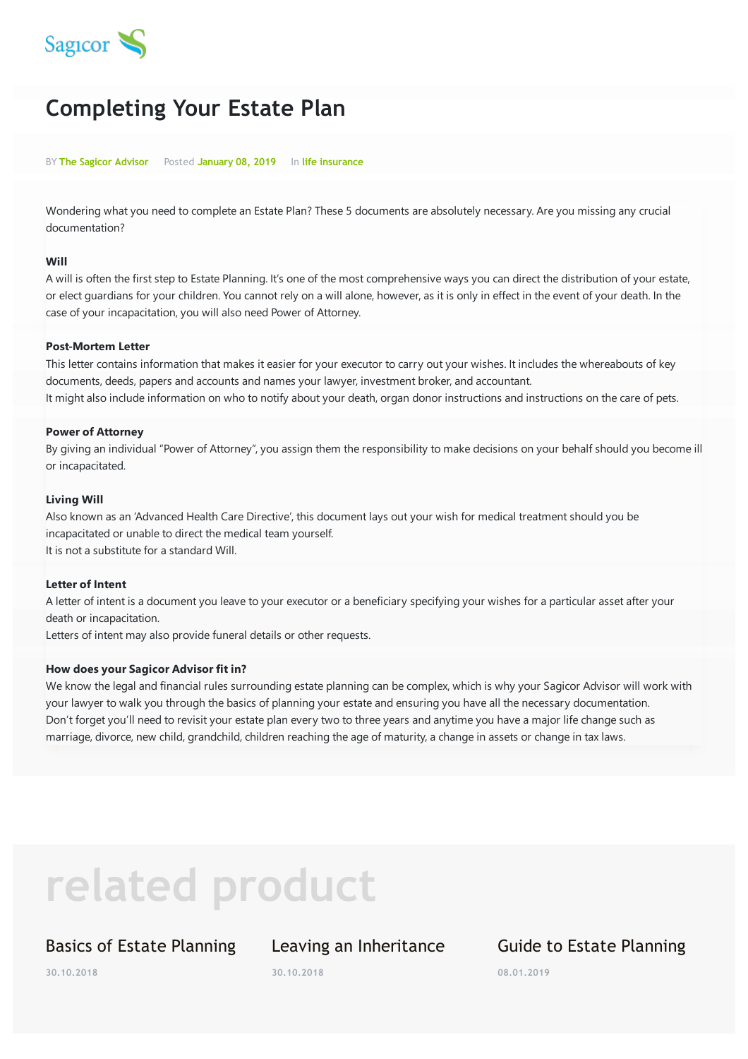Sagicor

# Completing Your Estate Plan

BY The Sagicor Advisor Posted January 08, 2019 In life insurance

Wondering what you need to complete an Estate Plan? These 5 documents are absolutely necessary. Are you missing any crucial documentation?

**Will**
A will is often the first step to Estate Planning. It's one of the most comprehensive ways you can direct the distribution of your estate, or elect guardians for your children. You cannot rely on a will alone, however, as it is only in effect in the event of your death. In the case of your incapacitation, you will also need Power of Attorney.

**Post-Mortem Letter**
This letter contains information that makes it easier for your executor to carry out your wishes. It includes the whereabouts of key documents, deeds, papers and accounts and names your lawyer, investment broker, and accountant.
It might also include information on who to notify about your death, organ donor instructions and instructions on the care of pets.

**Power of Attorney**
By giving an individual "Power of Attorney", you assign them the responsibility to make decisions on your behalf should you become ill or incapacitated.

**Living Will**
Also known as an 'Advanced Health Care Directive', this document lays out your wish for medical treatment should you be incapacitated or unable to direct the medical team yourself.
It is not a substitute for a standard Will.

**Letter of Intent**
A letter of intent is a document you leave to your executor or a beneficiary specifying your wishes for a particular asset after your death or incapacitation.
Letters of intent may also provide funeral details or other requests.

**How does your Sagicor Advisor fit in?**
We know the legal and financial rules surrounding estate planning can be complex, which is why your Sagicor Advisor will work with your lawyer to walk you through the basics of planning your estate and ensuring you have all the necessary documentation.
Don't forget you'll need to revisit your estate plan every two to three years and anytime you have a major life change such as marriage, divorce, new child, grandchild, children reaching the age of maturity, a change in assets or change in tax laws.

## related product

### Basics of Estate Planning
30.10.2018

### Leaving an Inheritance
30.10.2018

### Guide to Estate Planning
08.01.2019